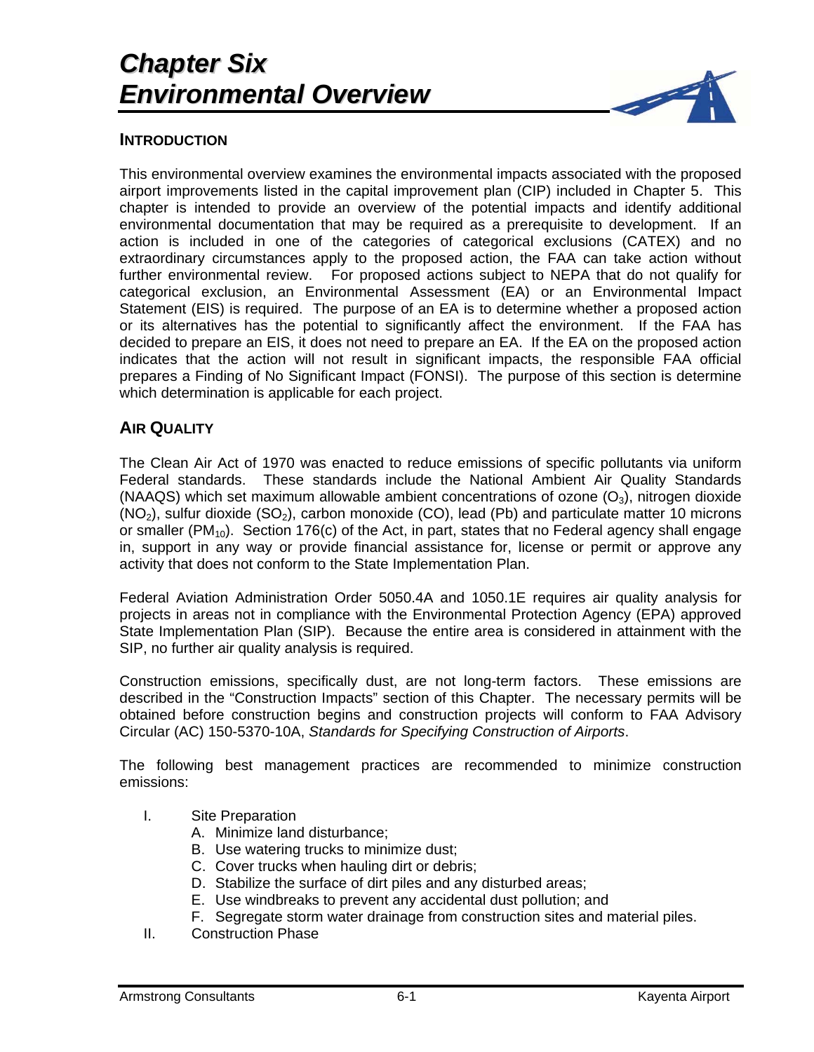# *Chapter Six*
# *Environmental Overview*

## INTRODUCTION

This environmental overview examines the environmental impacts associated with the proposed airport improvements listed in the capital improvement plan (CIP) included in Chapter 5. This chapter is intended to provide an overview of the potential impacts and identify additional environmental documentation that may be required as a prerequisite to development. If an action is included in one of the categories of categorical exclusions (CATEX) and no extraordinary circumstances apply to the proposed action, the FAA can take action without further environmental review. For proposed actions subject to NEPA that do not qualify for categorical exclusion, an Environmental Assessment (EA) or an Environmental Impact Statement (EIS) is required. The purpose of an EA is to determine whether a proposed action or its alternatives has the potential to significantly affect the environment. If the FAA has decided to prepare an EIS, it does not need to prepare an EA. If the EA on the proposed action indicates that the action will not result in significant impacts, the responsible FAA official prepares a Finding of No Significant Impact (FONSI). The purpose of this section is determine which determination is applicable for each project.

## AIR QUALITY

The Clean Air Act of 1970 was enacted to reduce emissions of specific pollutants via uniform Federal standards. These standards include the National Ambient Air Quality Standards (NAAQS) which set maximum allowable ambient concentrations of ozone ($O_3$), nitrogen dioxide ($NO_2$), sulfur dioxide ($SO_2$), carbon monoxide (CO), lead (Pb) and particulate matter 10 microns or smaller ($PM_{10}$). Section 176(c) of the Act, in part, states that no Federal agency shall engage in, support in any way or provide financial assistance for, license or permit or approve any activity that does not conform to the State Implementation Plan.

Federal Aviation Administration Order 5050.4A and 1050.1E requires air quality analysis for projects in areas not in compliance with the Environmental Protection Agency (EPA) approved State Implementation Plan (SIP). Because the entire area is considered in attainment with the SIP, no further air quality analysis is required.

Construction emissions, specifically dust, are not long-term factors. These emissions are described in the "Construction Impacts" section of this Chapter. The necessary permits will be obtained before construction begins and construction projects will conform to FAA Advisory Circular (AC) 150-5370-10A, *Standards for Specifying Construction of Airports*.

The following best management practices are recommended to minimize construction emissions:

I. Site Preparation
   - A. Minimize land disturbance;
   - B. Use watering trucks to minimize dust;
   - C. Cover trucks when hauling dirt or debris;
   - D. Stabilize the surface of dirt piles and any disturbed areas;
   - E. Use windbreaks to prevent any accidental dust pollution; and
   - F. Segregate storm water drainage from construction sites and material piles.

II. Construction Phase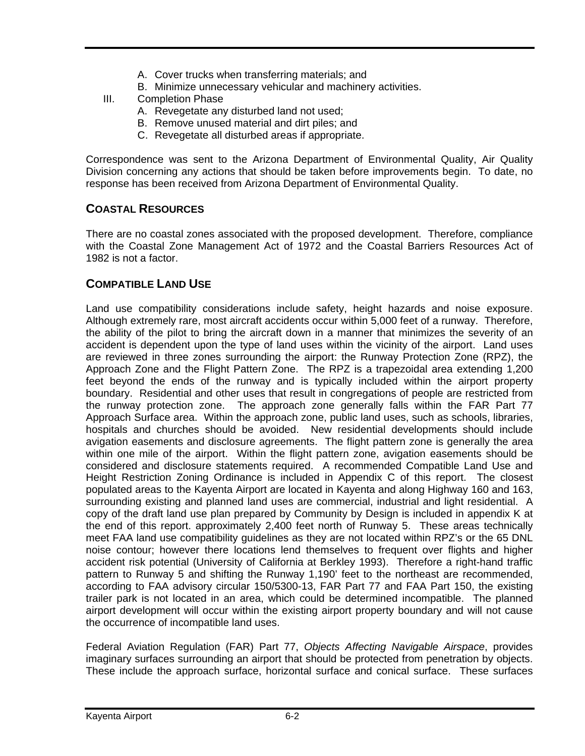A. Cover trucks when transferring materials; and
   B. Minimize unnecessary vehicular and machinery activities.

III. Completion Phase
   A. Revegetate any disturbed land not used;
   B. Remove unused material and dirt piles; and
   C. Revegetate all disturbed areas if appropriate.

Correspondence was sent to the Arizona Department of Environmental Quality, Air Quality Division concerning any actions that should be taken before improvements begin. To date, no response has been received from Arizona Department of Environmental Quality.

## COASTAL RESOURCES

There are no coastal zones associated with the proposed development. Therefore, compliance with the Coastal Zone Management Act of 1972 and the Coastal Barriers Resources Act of 1982 is not a factor.

## COMPATIBLE LAND USE

Land use compatibility considerations include safety, height hazards and noise exposure. Although extremely rare, most aircraft accidents occur within 5,000 feet of a runway. Therefore, the ability of the pilot to bring the aircraft down in a manner that minimizes the severity of an accident is dependent upon the type of land uses within the vicinity of the airport. Land uses are reviewed in three zones surrounding the airport: the Runway Protection Zone (RPZ), the Approach Zone and the Flight Pattern Zone. The RPZ is a trapezoidal area extending 1,200 feet beyond the ends of the runway and is typically included within the airport property boundary. Residential and other uses that result in congregations of people are restricted from the runway protection zone. The approach zone generally falls within the FAR Part 77 Approach Surface area. Within the approach zone, public land uses, such as schools, libraries, hospitals and churches should be avoided. New residential developments should include avigation easements and disclosure agreements. The flight pattern zone is generally the area within one mile of the airport. Within the flight pattern zone, avigation easements should be considered and disclosure statements required. A recommended Compatible Land Use and Height Restriction Zoning Ordinance is included in Appendix C of this report. The closest populated areas to the Kayenta Airport are located in Kayenta and along Highway 160 and 163, surrounding existing and planned land uses are commercial, industrial and light residential. A copy of the draft land use plan prepared by Community by Design is included in appendix K at the end of this report. approximately 2,400 feet north of Runway 5. These areas technically meet FAA land use compatibility guidelines as they are not located within RPZ's or the 65 DNL noise contour; however there locations lend themselves to frequent over flights and higher accident risk potential (University of California at Berkley 1993). Therefore a right-hand traffic pattern to Runway 5 and shifting the Runway 1,190' feet to the northeast are recommended, according to FAA advisory circular 150/5300-13, FAR Part 77 and FAA Part 150, the existing trailer park is not located in an area, which could be determined incompatible. The planned airport development will occur within the existing airport property boundary and will not cause the occurrence of incompatible land uses.

Federal Aviation Regulation (FAR) Part 77, *Objects Affecting Navigable Airspace*, provides imaginary surfaces surrounding an airport that should be protected from penetration by objects. These include the approach surface, horizontal surface and conical surface. These surfaces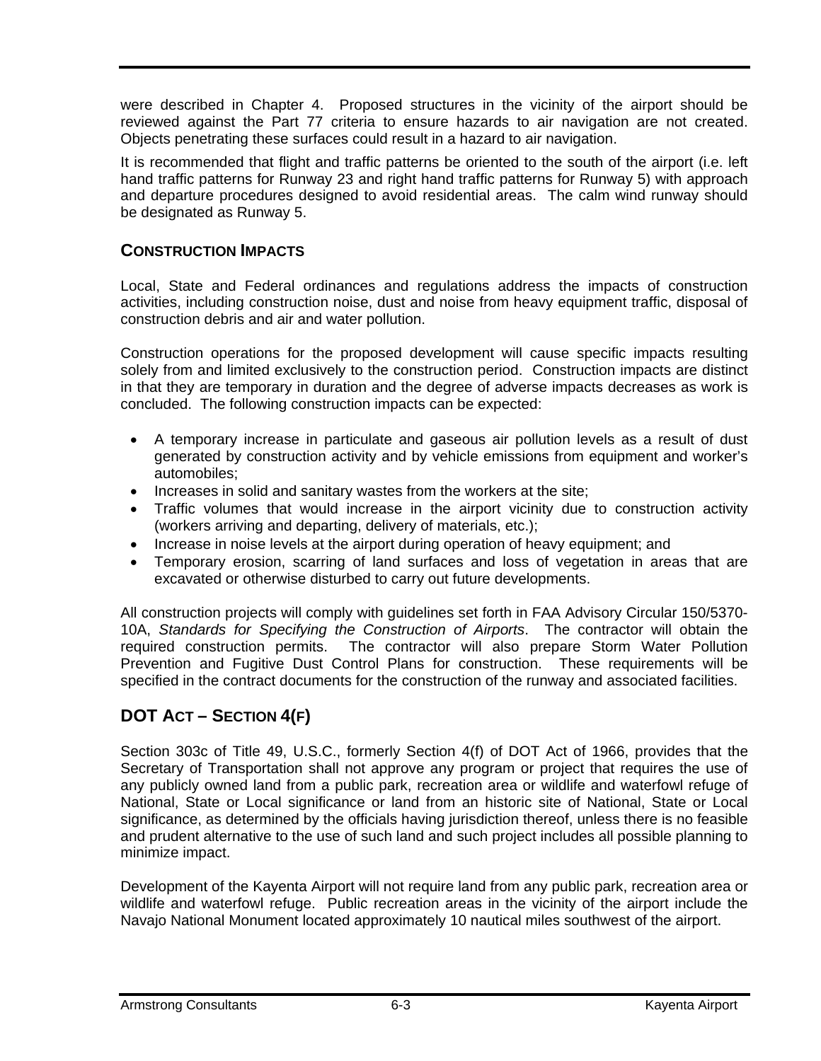were described in Chapter 4. Proposed structures in the vicinity of the airport should be reviewed against the Part 77 criteria to ensure hazards to air navigation are not created. Objects penetrating these surfaces could result in a hazard to air navigation.

It is recommended that flight and traffic patterns be oriented to the south of the airport (i.e. left hand traffic patterns for Runway 23 and right hand traffic patterns for Runway 5) with approach and departure procedures designed to avoid residential areas. The calm wind runway should be designated as Runway 5.

### CONSTRUCTION IMPACTS

Local, State and Federal ordinances and regulations address the impacts of construction activities, including construction noise, dust and noise from heavy equipment traffic, disposal of construction debris and air and water pollution.

Construction operations for the proposed development will cause specific impacts resulting solely from and limited exclusively to the construction period. Construction impacts are distinct in that they are temporary in duration and the degree of adverse impacts decreases as work is concluded. The following construction impacts can be expected:

- A temporary increase in particulate and gaseous air pollution levels as a result of dust generated by construction activity and by vehicle emissions from equipment and worker's automobiles;
- Increases in solid and sanitary wastes from the workers at the site;
- Traffic volumes that would increase in the airport vicinity due to construction activity (workers arriving and departing, delivery of materials, etc.);
- Increase in noise levels at the airport during operation of heavy equipment; and
- Temporary erosion, scarring of land surfaces and loss of vegetation in areas that are excavated or otherwise disturbed to carry out future developments.

All construction projects will comply with guidelines set forth in FAA Advisory Circular 150/5370-10A, *Standards for Specifying the Construction of Airports*. The contractor will obtain the required construction permits. The contractor will also prepare Storm Water Pollution Prevention and Fugitive Dust Control Plans for construction. These requirements will be specified in the contract documents for the construction of the runway and associated facilities.

## DOT ACT – SECTION 4(F)

Section 303c of Title 49, U.S.C., formerly Section 4(f) of DOT Act of 1966, provides that the Secretary of Transportation shall not approve any program or project that requires the use of any publicly owned land from a public park, recreation area or wildlife and waterfowl refuge of National, State or Local significance or land from an historic site of National, State or Local significance, as determined by the officials having jurisdiction thereof, unless there is no feasible and prudent alternative to the use of such land and such project includes all possible planning to minimize impact.

Development of the Kayenta Airport will not require land from any public park, recreation area or wildlife and waterfowl refuge. Public recreation areas in the vicinity of the airport include the Navajo National Monument located approximately 10 nautical miles southwest of the airport.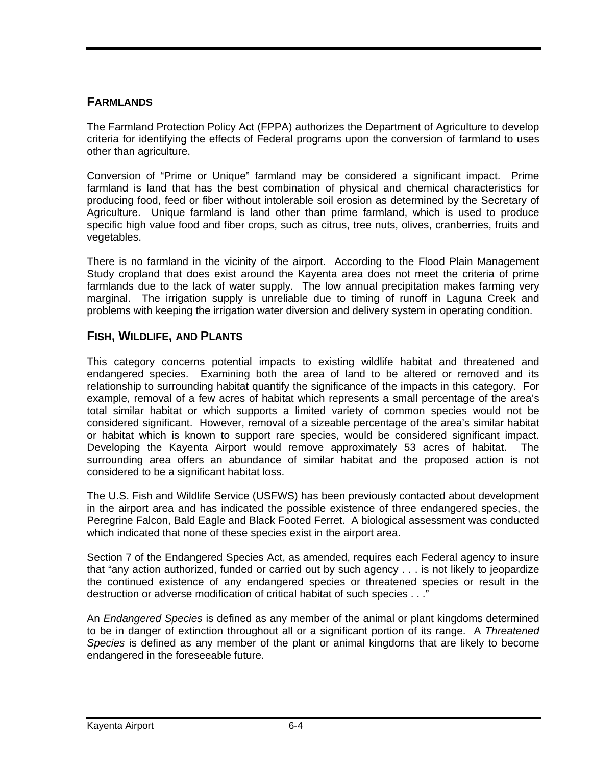## FARMLANDS

The Farmland Protection Policy Act (FPPA) authorizes the Department of Agriculture to develop criteria for identifying the effects of Federal programs upon the conversion of farmland to uses other than agriculture.

Conversion of "Prime or Unique" farmland may be considered a significant impact. Prime farmland is land that has the best combination of physical and chemical characteristics for producing food, feed or fiber without intolerable soil erosion as determined by the Secretary of Agriculture. Unique farmland is land other than prime farmland, which is used to produce specific high value food and fiber crops, such as citrus, tree nuts, olives, cranberries, fruits and vegetables.

There is no farmland in the vicinity of the airport. According to the Flood Plain Management Study cropland that does exist around the Kayenta area does not meet the criteria of prime farmlands due to the lack of water supply. The low annual precipitation makes farming very marginal. The irrigation supply is unreliable due to timing of runoff in Laguna Creek and problems with keeping the irrigation water diversion and delivery system in operating condition.

## FISH, WILDLIFE, AND PLANTS

This category concerns potential impacts to existing wildlife habitat and threatened and endangered species. Examining both the area of land to be altered or removed and its relationship to surrounding habitat quantify the significance of the impacts in this category. For example, removal of a few acres of habitat which represents a small percentage of the area's total similar habitat or which supports a limited variety of common species would not be considered significant. However, removal of a sizeable percentage of the area's similar habitat or habitat which is known to support rare species, would be considered significant impact. Developing the Kayenta Airport would remove approximately 53 acres of habitat. The surrounding area offers an abundance of similar habitat and the proposed action is not considered to be a significant habitat loss.

The U.S. Fish and Wildlife Service (USFWS) has been previously contacted about development in the airport area and has indicated the possible existence of three endangered species, the Peregrine Falcon, Bald Eagle and Black Footed Ferret. A biological assessment was conducted which indicated that none of these species exist in the airport area.

Section 7 of the Endangered Species Act, as amended, requires each Federal agency to insure that "any action authorized, funded or carried out by such agency . . . is not likely to jeopardize the continued existence of any endangered species or threatened species or result in the destruction or adverse modification of critical habitat of such species . . ."

An *Endangered Species* is defined as any member of the animal or plant kingdoms determined to be in danger of extinction throughout all or a significant portion of its range. A *Threatened Species* is defined as any member of the plant or animal kingdoms that are likely to become endangered in the foreseeable future.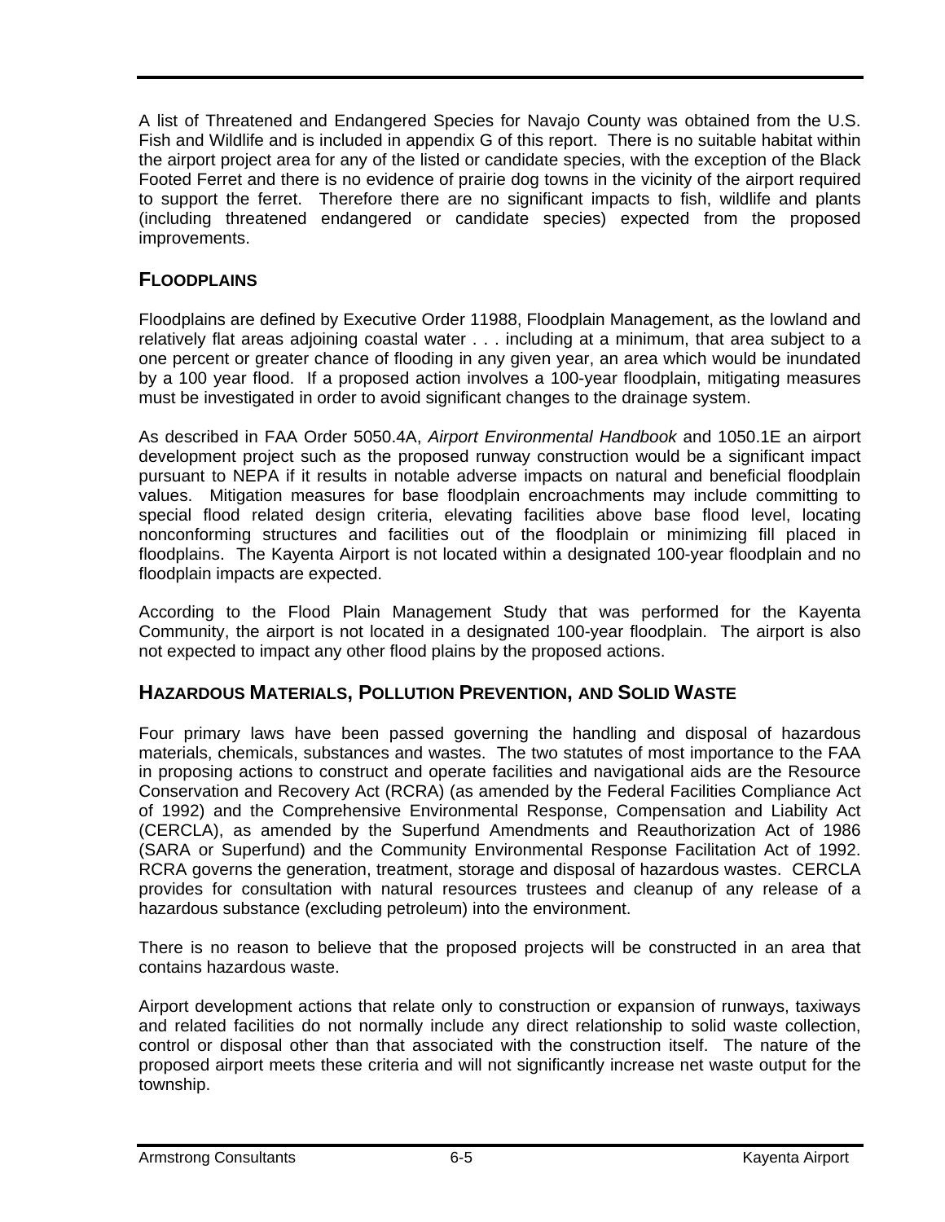A list of Threatened and Endangered Species for Navajo County was obtained from the U.S. Fish and Wildlife and is included in appendix G of this report. There is no suitable habitat within the airport project area for any of the listed or candidate species, with the exception of the Black Footed Ferret and there is no evidence of prairie dog towns in the vicinity of the airport required to support the ferret. Therefore there are no significant impacts to fish, wildlife and plants (including threatened endangered or candidate species) expected from the proposed improvements.

## FLOODPLAINS

Floodplains are defined by Executive Order 11988, Floodplain Management, as the lowland and relatively flat areas adjoining coastal water . . . including at a minimum, that area subject to a one percent or greater chance of flooding in any given year, an area which would be inundated by a 100 year flood. If a proposed action involves a 100-year floodplain, mitigating measures must be investigated in order to avoid significant changes to the drainage system.

As described in FAA Order 5050.4A, *Airport Environmental Handbook* and 1050.1E an airport development project such as the proposed runway construction would be a significant impact pursuant to NEPA if it results in notable adverse impacts on natural and beneficial floodplain values. Mitigation measures for base floodplain encroachments may include committing to special flood related design criteria, elevating facilities above base flood level, locating nonconforming structures and facilities out of the floodplain or minimizing fill placed in floodplains. The Kayenta Airport is not located within a designated 100-year floodplain and no floodplain impacts are expected.

According to the Flood Plain Management Study that was performed for the Kayenta Community, the airport is not located in a designated 100-year floodplain. The airport is also not expected to impact any other flood plains by the proposed actions.

## HAZARDOUS MATERIALS, POLLUTION PREVENTION, AND SOLID WASTE

Four primary laws have been passed governing the handling and disposal of hazardous materials, chemicals, substances and wastes. The two statutes of most importance to the FAA in proposing actions to construct and operate facilities and navigational aids are the Resource Conservation and Recovery Act (RCRA) (as amended by the Federal Facilities Compliance Act of 1992) and the Comprehensive Environmental Response, Compensation and Liability Act (CERCLA), as amended by the Superfund Amendments and Reauthorization Act of 1986 (SARA or Superfund) and the Community Environmental Response Facilitation Act of 1992. RCRA governs the generation, treatment, storage and disposal of hazardous wastes. CERCLA provides for consultation with natural resources trustees and cleanup of any release of a hazardous substance (excluding petroleum) into the environment.

There is no reason to believe that the proposed projects will be constructed in an area that contains hazardous waste.

Airport development actions that relate only to construction or expansion of runways, taxiways and related facilities do not normally include any direct relationship to solid waste collection, control or disposal other than that associated with the construction itself. The nature of the proposed airport meets these criteria and will not significantly increase net waste output for the township.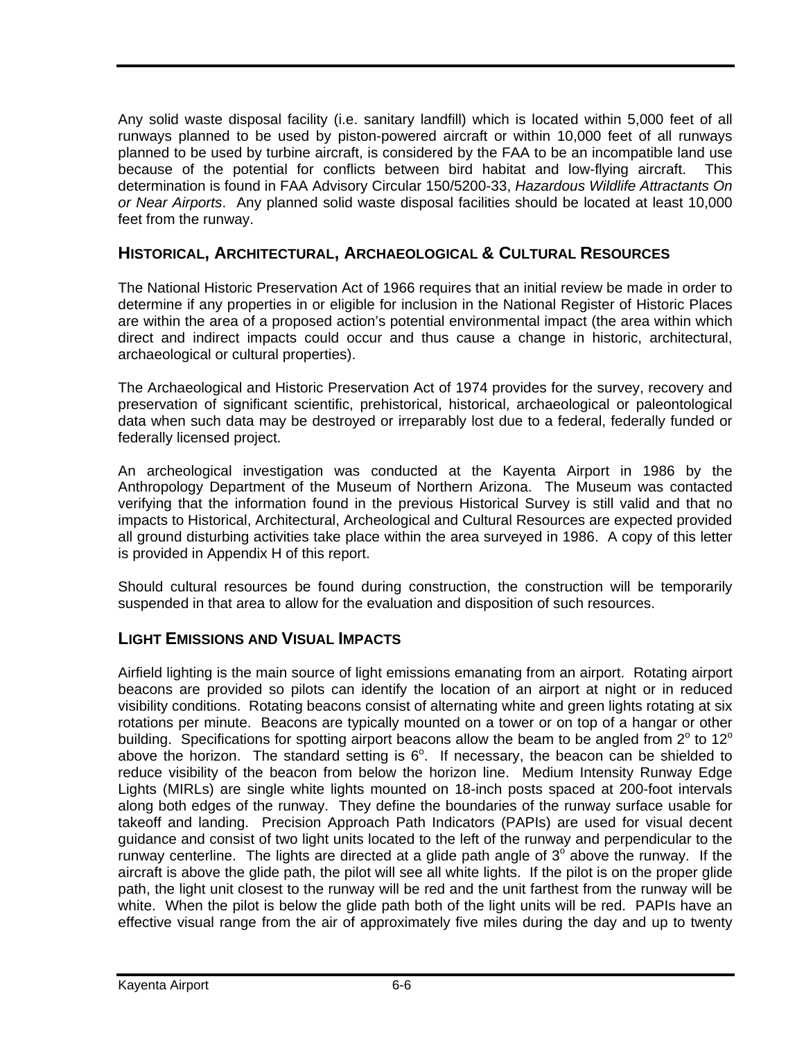Any solid waste disposal facility (i.e. sanitary landfill) which is located within 5,000 feet of all runways planned to be used by piston-powered aircraft or within 10,000 feet of all runways planned to be used by turbine aircraft, is considered by the FAA to be an incompatible land use because of the potential for conflicts between bird habitat and low-flying aircraft. This determination is found in FAA Advisory Circular 150/5200-33, *Hazardous Wildlife Attractants On or Near Airports*. Any planned solid waste disposal facilities should be located at least 10,000 feet from the runway.

## HISTORICAL, ARCHITECTURAL, ARCHAEOLOGICAL & CULTURAL RESOURCES

The National Historic Preservation Act of 1966 requires that an initial review be made in order to determine if any properties in or eligible for inclusion in the National Register of Historic Places are within the area of a proposed action's potential environmental impact (the area within which direct and indirect impacts could occur and thus cause a change in historic, architectural, archaeological or cultural properties).

The Archaeological and Historic Preservation Act of 1974 provides for the survey, recovery and preservation of significant scientific, prehistorical, historical, archaeological or paleontological data when such data may be destroyed or irreparably lost due to a federal, federally funded or federally licensed project.

An archeological investigation was conducted at the Kayenta Airport in 1986 by the Anthropology Department of the Museum of Northern Arizona. The Museum was contacted verifying that the information found in the previous Historical Survey is still valid and that no impacts to Historical, Architectural, Archeological and Cultural Resources are expected provided all ground disturbing activities take place within the area surveyed in 1986. A copy of this letter is provided in Appendix H of this report.

Should cultural resources be found during construction, the construction will be temporarily suspended in that area to allow for the evaluation and disposition of such resources.

## LIGHT EMISSIONS AND VISUAL IMPACTS

Airfield lighting is the main source of light emissions emanating from an airport. Rotating airport beacons are provided so pilots can identify the location of an airport at night or in reduced visibility conditions. Rotating beacons consist of alternating white and green lights rotating at six rotations per minute. Beacons are typically mounted on a tower or on top of a hangar or other building. Specifications for spotting airport beacons allow the beam to be angled from $2^o$ to $12^o$ above the horizon. The standard setting is $6^o$. If necessary, the beacon can be shielded to reduce visibility of the beacon from below the horizon line. Medium Intensity Runway Edge Lights (MIRLs) are single white lights mounted on 18-inch posts spaced at 200-foot intervals along both edges of the runway. They define the boundaries of the runway surface usable for takeoff and landing. Precision Approach Path Indicators (PAPIs) are used for visual decent guidance and consist of two light units located to the left of the runway and perpendicular to the runway centerline. The lights are directed at a glide path angle of $3^o$ above the runway. If the aircraft is above the glide path, the pilot will see all white lights. If the pilot is on the proper glide path, the light unit closest to the runway will be red and the unit farthest from the runway will be white. When the pilot is below the glide path both of the light units will be red. PAPIs have an effective visual range from the air of approximately five miles during the day and up to twenty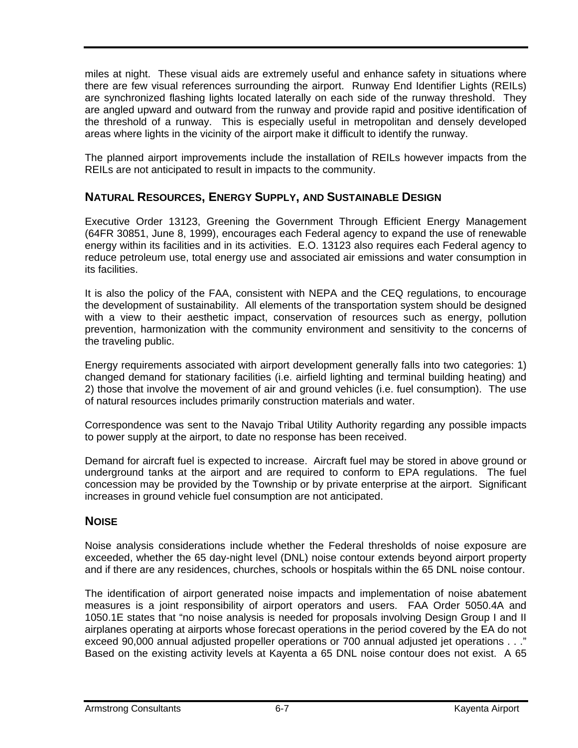miles at night. These visual aids are extremely useful and enhance safety in situations where there are few visual references surrounding the airport. Runway End Identifier Lights (REILs) are synchronized flashing lights located laterally on each side of the runway threshold. They are angled upward and outward from the runway and provide rapid and positive identification of the threshold of a runway. This is especially useful in metropolitan and densely developed areas where lights in the vicinity of the airport make it difficult to identify the runway.

The planned airport improvements include the installation of REILs however impacts from the REILs are not anticipated to result in impacts to the community.

## NATURAL RESOURCES, ENERGY SUPPLY, AND SUSTAINABLE DESIGN

Executive Order 13123, Greening the Government Through Efficient Energy Management (64FR 30851, June 8, 1999), encourages each Federal agency to expand the use of renewable energy within its facilities and in its activities. E.O. 13123 also requires each Federal agency to reduce petroleum use, total energy use and associated air emissions and water consumption in its facilities.

It is also the policy of the FAA, consistent with NEPA and the CEQ regulations, to encourage the development of sustainability. All elements of the transportation system should be designed with a view to their aesthetic impact, conservation of resources such as energy, pollution prevention, harmonization with the community environment and sensitivity to the concerns of the traveling public.

Energy requirements associated with airport development generally falls into two categories: 1) changed demand for stationary facilities (i.e. airfield lighting and terminal building heating) and 2) those that involve the movement of air and ground vehicles (i.e. fuel consumption). The use of natural resources includes primarily construction materials and water.

Correspondence was sent to the Navajo Tribal Utility Authority regarding any possible impacts to power supply at the airport, to date no response has been received.

Demand for aircraft fuel is expected to increase. Aircraft fuel may be stored in above ground or underground tanks at the airport and are required to conform to EPA regulations. The fuel concession may be provided by the Township or by private enterprise at the airport. Significant increases in ground vehicle fuel consumption are not anticipated.

## NOISE

Noise analysis considerations include whether the Federal thresholds of noise exposure are exceeded, whether the 65 day-night level (DNL) noise contour extends beyond airport property and if there are any residences, churches, schools or hospitals within the 65 DNL noise contour.

The identification of airport generated noise impacts and implementation of noise abatement measures is a joint responsibility of airport operators and users. FAA Order 5050.4A and 1050.1E states that "no noise analysis is needed for proposals involving Design Group I and II airplanes operating at airports whose forecast operations in the period covered by the EA do not exceed 90,000 annual adjusted propeller operations or 700 annual adjusted jet operations . . ." Based on the existing activity levels at Kayenta a 65 DNL noise contour does not exist. A 65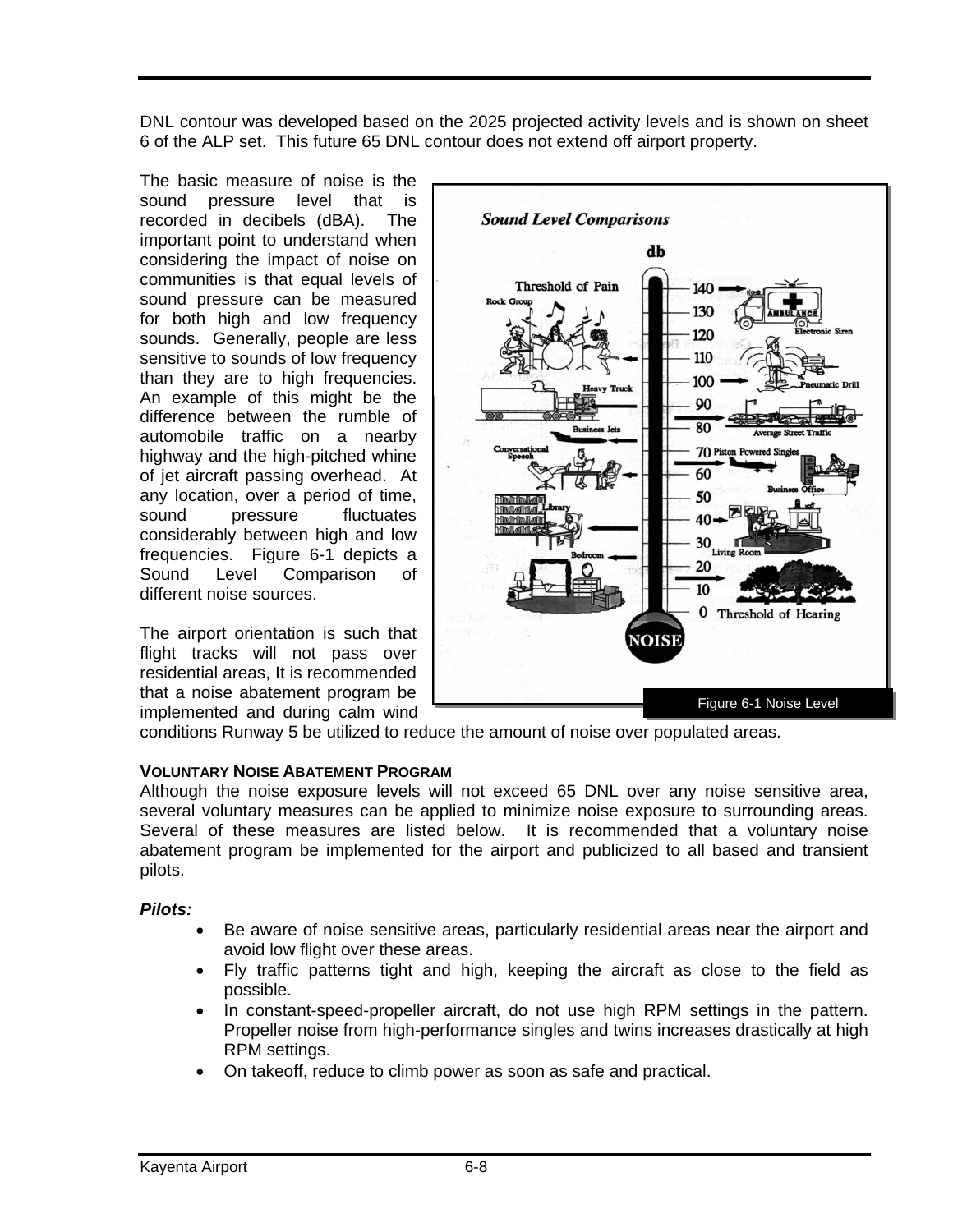DNL contour was developed based on the 2025 projected activity levels and is shown on sheet 6 of the ALP set. This future 65 DNL contour does not extend off airport property.

The basic measure of noise is the sound pressure level that is recorded in decibels (dBA). The important point to understand when considering the impact of noise on communities is that equal levels of sound pressure can be measured for both high and low frequency sounds. Generally, people are less sensitive to sounds of low frequency than they are to high frequencies. An example of this might be the difference between the rumble of automobile traffic on a nearby highway and the high-pitched whine of jet aircraft passing overhead. At any location, over a period of time, sound pressure fluctuates considerably between high and low frequencies. Figure 6-1 depicts a Sound Level Comparison of different noise sources.

Figure 6-1 Noise Level

The airport orientation is such that flight tracks will not pass over residential areas, It is recommended that a noise abatement program be implemented and during calm wind conditions Runway 5 be utilized to reduce the amount of noise over populated areas.

**VOLUNTARY NOISE ABATEMENT PROGRAM**

Although the noise exposure levels will not exceed 65 DNL over any noise sensitive area, several voluntary measures can be applied to minimize noise exposure to surrounding areas. Several of these measures are listed below. It is recommended that a voluntary noise abatement program be implemented for the airport and publicized to all based and transient pilots.

***Pilots:***

- Be aware of noise sensitive areas, particularly residential areas near the airport and avoid low flight over these areas.
- Fly traffic patterns tight and high, keeping the aircraft as close to the field as possible.
- In constant-speed-propeller aircraft, do not use high RPM settings in the pattern. Propeller noise from high-performance singles and twins increases drastically at high RPM settings.
- On takeoff, reduce to climb power as soon as safe and practical.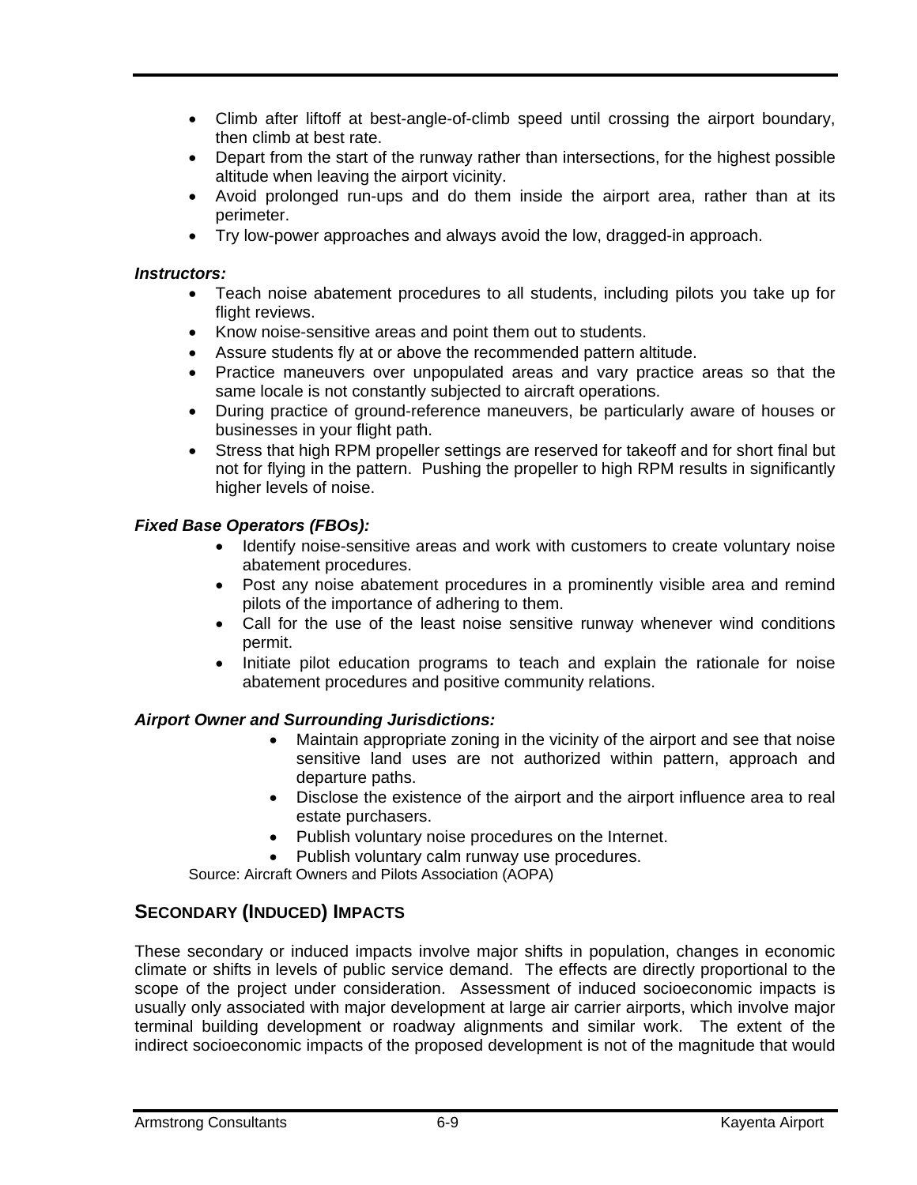- Climb after liftoff at best-angle-of-climb speed until crossing the airport boundary, then climb at best rate.
- Depart from the start of the runway rather than intersections, for the highest possible altitude when leaving the airport vicinity.
- Avoid prolonged run-ups and do them inside the airport area, rather than at its perimeter.
- Try low-power approaches and always avoid the low, dragged-in approach.

***Instructors:***

- Teach noise abatement procedures to all students, including pilots you take up for flight reviews.
- Know noise-sensitive areas and point them out to students.
- Assure students fly at or above the recommended pattern altitude.
- Practice maneuvers over unpopulated areas and vary practice areas so that the same locale is not constantly subjected to aircraft operations.
- During practice of ground-reference maneuvers, be particularly aware of houses or businesses in your flight path.
- Stress that high RPM propeller settings are reserved for takeoff and for short final but not for flying in the pattern. Pushing the propeller to high RPM results in significantly higher levels of noise.

***Fixed Base Operators (FBOs):***

- Identify noise-sensitive areas and work with customers to create voluntary noise abatement procedures.
- Post any noise abatement procedures in a prominently visible area and remind pilots of the importance of adhering to them.
- Call for the use of the least noise sensitive runway whenever wind conditions permit.
- Initiate pilot education programs to teach and explain the rationale for noise abatement procedures and positive community relations.

***Airport Owner and Surrounding Jurisdictions:***

- Maintain appropriate zoning in the vicinity of the airport and see that noise sensitive land uses are not authorized within pattern, approach and departure paths.
- Disclose the existence of the airport and the airport influence area to real estate purchasers.
- Publish voluntary noise procedures on the Internet.
- Publish voluntary calm runway use procedures.

Source: Aircraft Owners and Pilots Association (AOPA)

## SECONDARY (INDUCED) IMPACTS

These secondary or induced impacts involve major shifts in population, changes in economic climate or shifts in levels of public service demand. The effects are directly proportional to the scope of the project under consideration. Assessment of induced socioeconomic impacts is usually only associated with major development at large air carrier airports, which involve major terminal building development or roadway alignments and similar work. The extent of the indirect socioeconomic impacts of the proposed development is not of the magnitude that would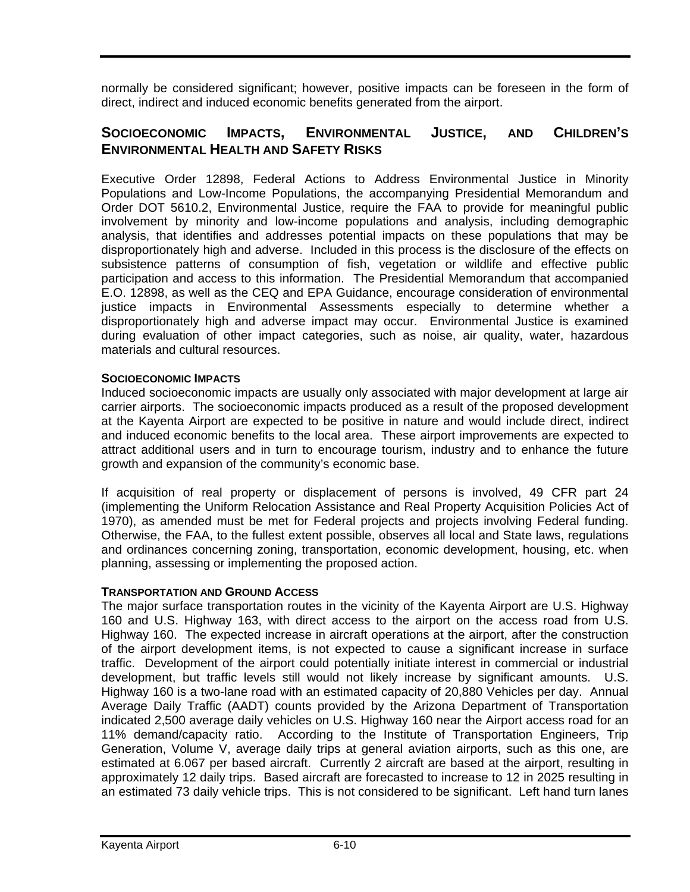normally be considered significant; however, positive impacts can be foreseen in the form of direct, indirect and induced economic benefits generated from the airport.

## SOCIOECONOMIC IMPACTS, ENVIRONMENTAL JUSTICE, AND CHILDREN'S ENVIRONMENTAL HEALTH AND SAFETY RISKS

Executive Order 12898, Federal Actions to Address Environmental Justice in Minority Populations and Low-Income Populations, the accompanying Presidential Memorandum and Order DOT 5610.2, Environmental Justice, require the FAA to provide for meaningful public involvement by minority and low-income populations and analysis, including demographic analysis, that identifies and addresses potential impacts on these populations that may be disproportionately high and adverse. Included in this process is the disclosure of the effects on subsistence patterns of consumption of fish, vegetation or wildlife and effective public participation and access to this information. The Presidential Memorandum that accompanied E.O. 12898, as well as the CEQ and EPA Guidance, encourage consideration of environmental justice impacts in Environmental Assessments especially to determine whether a disproportionately high and adverse impact may occur. Environmental Justice is examined during evaluation of other impact categories, such as noise, air quality, water, hazardous materials and cultural resources.

### SOCIOECONOMIC IMPACTS

Induced socioeconomic impacts are usually only associated with major development at large air carrier airports. The socioeconomic impacts produced as a result of the proposed development at the Kayenta Airport are expected to be positive in nature and would include direct, indirect and induced economic benefits to the local area. These airport improvements are expected to attract additional users and in turn to encourage tourism, industry and to enhance the future growth and expansion of the community's economic base.

If acquisition of real property or displacement of persons is involved, 49 CFR part 24 (implementing the Uniform Relocation Assistance and Real Property Acquisition Policies Act of 1970), as amended must be met for Federal projects and projects involving Federal funding. Otherwise, the FAA, to the fullest extent possible, observes all local and State laws, regulations and ordinances concerning zoning, transportation, economic development, housing, etc. when planning, assessing or implementing the proposed action.

### TRANSPORTATION AND GROUND ACCESS

The major surface transportation routes in the vicinity of the Kayenta Airport are U.S. Highway 160 and U.S. Highway 163, with direct access to the airport on the access road from U.S. Highway 160. The expected increase in aircraft operations at the airport, after the construction of the airport development items, is not expected to cause a significant increase in surface traffic. Development of the airport could potentially initiate interest in commercial or industrial development, but traffic levels still would not likely increase by significant amounts. U.S. Highway 160 is a two-lane road with an estimated capacity of 20,880 Vehicles per day. Annual Average Daily Traffic (AADT) counts provided by the Arizona Department of Transportation indicated 2,500 average daily vehicles on U.S. Highway 160 near the Airport access road for an 11% demand/capacity ratio. According to the Institute of Transportation Engineers, Trip Generation, Volume V, average daily trips at general aviation airports, such as this one, are estimated at 6.067 per based aircraft. Currently 2 aircraft are based at the airport, resulting in approximately 12 daily trips. Based aircraft are forecasted to increase to 12 in 2025 resulting in an estimated 73 daily vehicle trips. This is not considered to be significant. Left hand turn lanes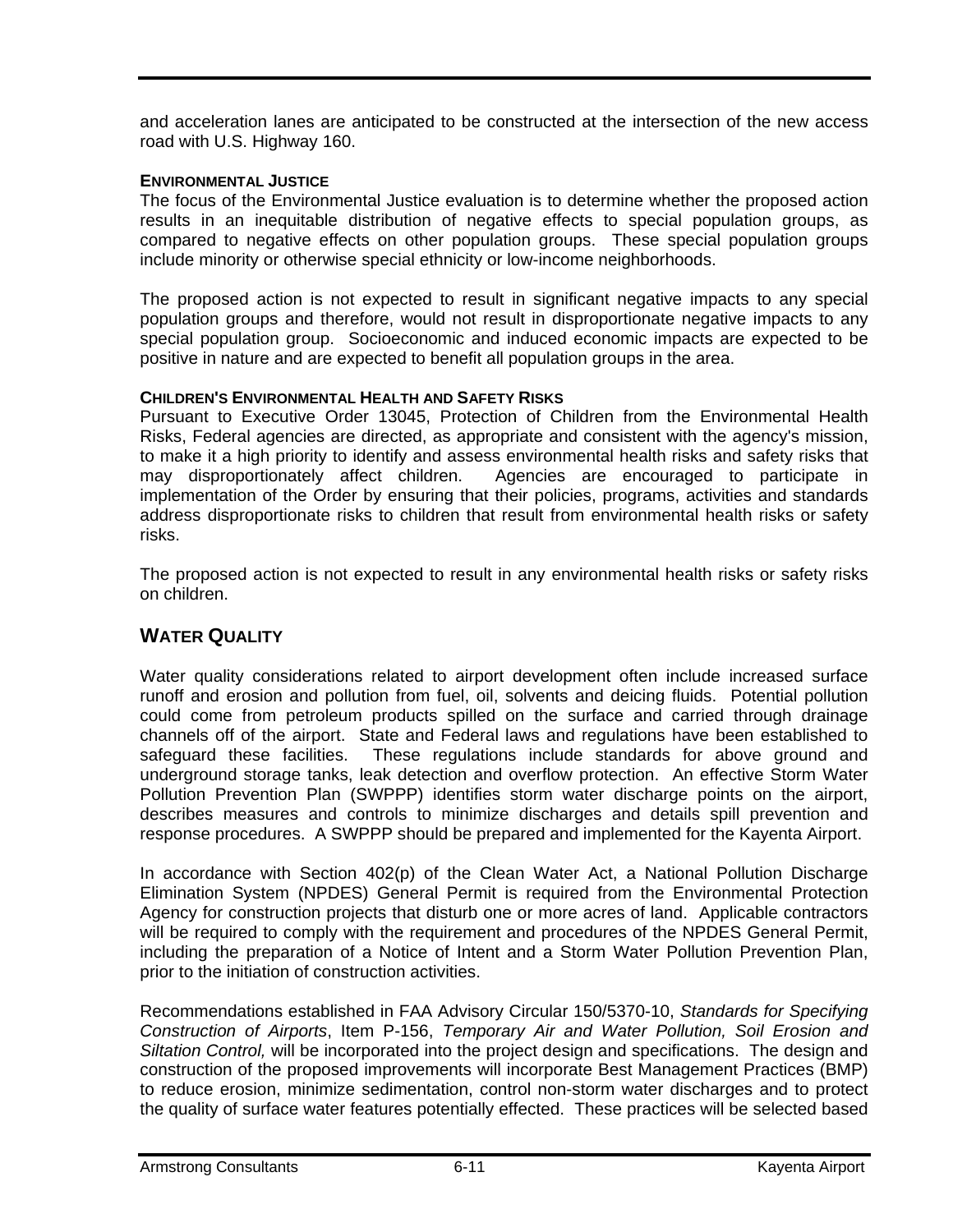and acceleration lanes are anticipated to be constructed at the intersection of the new access road with U.S. Highway 160.

#### ENVIRONMENTAL JUSTICE

The focus of the Environmental Justice evaluation is to determine whether the proposed action results in an inequitable distribution of negative effects to special population groups, as compared to negative effects on other population groups. These special population groups include minority or otherwise special ethnicity or low-income neighborhoods.

The proposed action is not expected to result in significant negative impacts to any special population groups and therefore, would not result in disproportionate negative impacts to any special population group. Socioeconomic and induced economic impacts are expected to be positive in nature and are expected to benefit all population groups in the area.

#### CHILDREN'S ENVIRONMENTAL HEALTH AND SAFETY RISKS

Pursuant to Executive Order 13045, Protection of Children from the Environmental Health Risks, Federal agencies are directed, as appropriate and consistent with the agency's mission, to make it a high priority to identify and assess environmental health risks and safety risks that may disproportionately affect children. Agencies are encouraged to participate in implementation of the Order by ensuring that their policies, programs, activities and standards address disproportionate risks to children that result from environmental health risks or safety risks.

The proposed action is not expected to result in any environmental health risks or safety risks on children.

## WATER QUALITY

Water quality considerations related to airport development often include increased surface runoff and erosion and pollution from fuel, oil, solvents and deicing fluids. Potential pollution could come from petroleum products spilled on the surface and carried through drainage channels off of the airport. State and Federal laws and regulations have been established to safeguard these facilities. These regulations include standards for above ground and underground storage tanks, leak detection and overflow protection. An effective Storm Water Pollution Prevention Plan (SWPPP) identifies storm water discharge points on the airport, describes measures and controls to minimize discharges and details spill prevention and response procedures. A SWPPP should be prepared and implemented for the Kayenta Airport.

In accordance with Section 402(p) of the Clean Water Act, a National Pollution Discharge Elimination System (NPDES) General Permit is required from the Environmental Protection Agency for construction projects that disturb one or more acres of land. Applicable contractors will be required to comply with the requirement and procedures of the NPDES General Permit, including the preparation of a Notice of Intent and a Storm Water Pollution Prevention Plan, prior to the initiation of construction activities.

Recommendations established in FAA Advisory Circular 150/5370-10, *Standards for Specifying Construction of Airports*, Item P-156, *Temporary Air and Water Pollution, Soil Erosion and Siltation Control,* will be incorporated into the project design and specifications. The design and construction of the proposed improvements will incorporate Best Management Practices (BMP) to reduce erosion, minimize sedimentation, control non-storm water discharges and to protect the quality of surface water features potentially effected. These practices will be selected based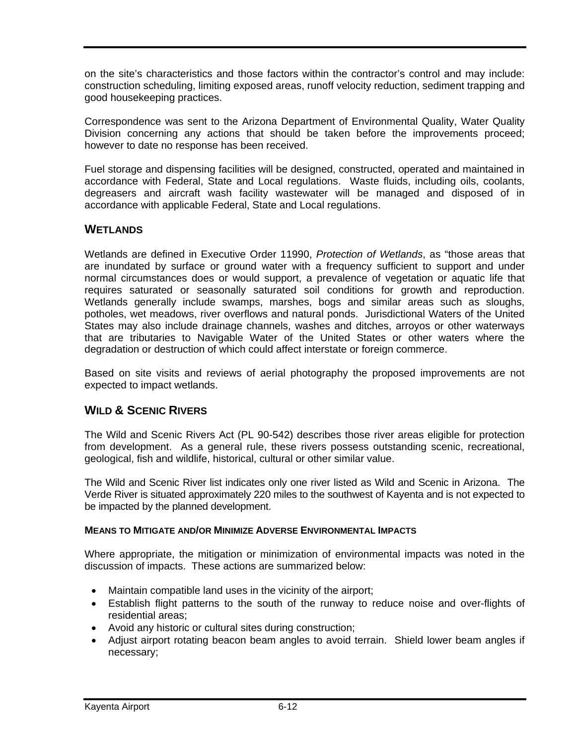on the site's characteristics and those factors within the contractor's control and may include: construction scheduling, limiting exposed areas, runoff velocity reduction, sediment trapping and good housekeeping practices.

Correspondence was sent to the Arizona Department of Environmental Quality, Water Quality Division concerning any actions that should be taken before the improvements proceed; however to date no response has been received.

Fuel storage and dispensing facilities will be designed, constructed, operated and maintained in accordance with Federal, State and Local regulations. Waste fluids, including oils, coolants, degreasers and aircraft wash facility wastewater will be managed and disposed of in accordance with applicable Federal, State and Local regulations.

## WETLANDS

Wetlands are defined in Executive Order 11990, *Protection of Wetlands*, as "those areas that are inundated by surface or ground water with a frequency sufficient to support and under normal circumstances does or would support, a prevalence of vegetation or aquatic life that requires saturated or seasonally saturated soil conditions for growth and reproduction. Wetlands generally include swamps, marshes, bogs and similar areas such as sloughs, potholes, wet meadows, river overflows and natural ponds. Jurisdictional Waters of the United States may also include drainage channels, washes and ditches, arroyos or other waterways that are tributaries to Navigable Water of the United States or other waters where the degradation or destruction of which could affect interstate or foreign commerce.

Based on site visits and reviews of aerial photography the proposed improvements are not expected to impact wetlands.

## WILD & SCENIC RIVERS

The Wild and Scenic Rivers Act (PL 90-542) describes those river areas eligible for protection from development. As a general rule, these rivers possess outstanding scenic, recreational, geological, fish and wildlife, historical, cultural or other similar value.

The Wild and Scenic River list indicates only one river listed as Wild and Scenic in Arizona. The Verde River is situated approximately 220 miles to the southwest of Kayenta and is not expected to be impacted by the planned development.

### MEANS TO MITIGATE AND/OR MINIMIZE ADVERSE ENVIRONMENTAL IMPACTS

Where appropriate, the mitigation or minimization of environmental impacts was noted in the discussion of impacts. These actions are summarized below:

- Maintain compatible land uses in the vicinity of the airport;
- Establish flight patterns to the south of the runway to reduce noise and over-flights of residential areas;
- Avoid any historic or cultural sites during construction;
- Adjust airport rotating beacon beam angles to avoid terrain. Shield lower beam angles if necessary;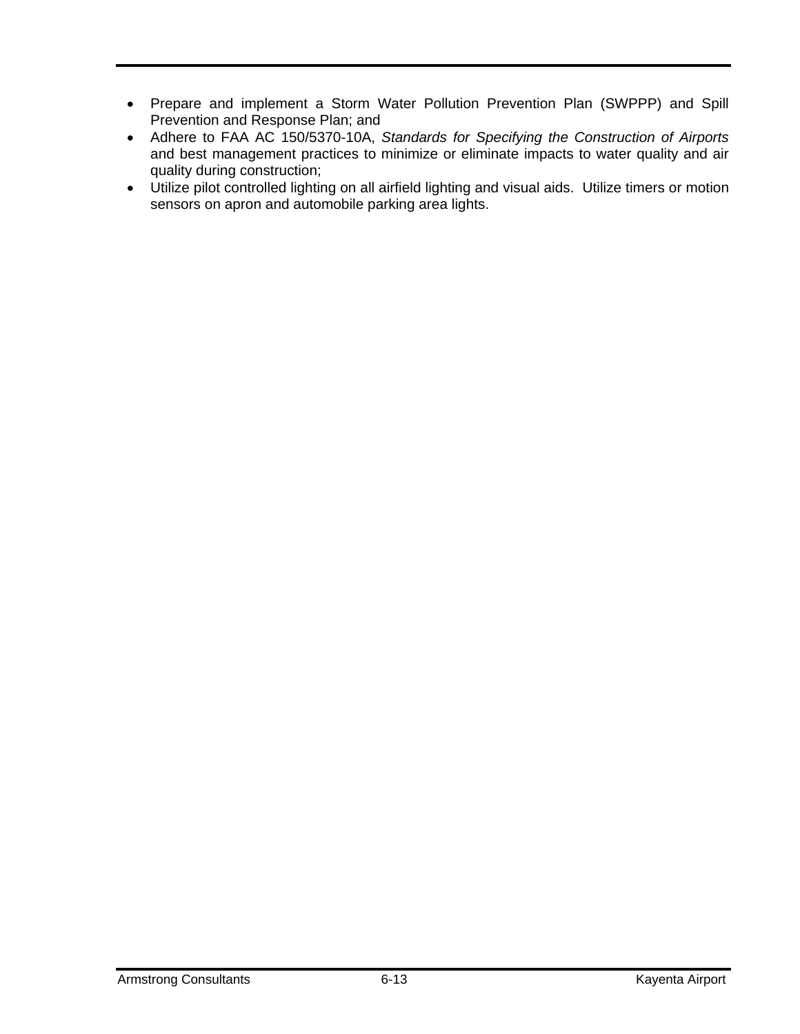- Prepare and implement a Storm Water Pollution Prevention Plan (SWPPP) and Spill Prevention and Response Plan; and
- Adhere to FAA AC 150/5370-10A, *Standards for Specifying the Construction of Airports* and best management practices to minimize or eliminate impacts to water quality and air quality during construction;
- Utilize pilot controlled lighting on all airfield lighting and visual aids. Utilize timers or motion sensors on apron and automobile parking area lights.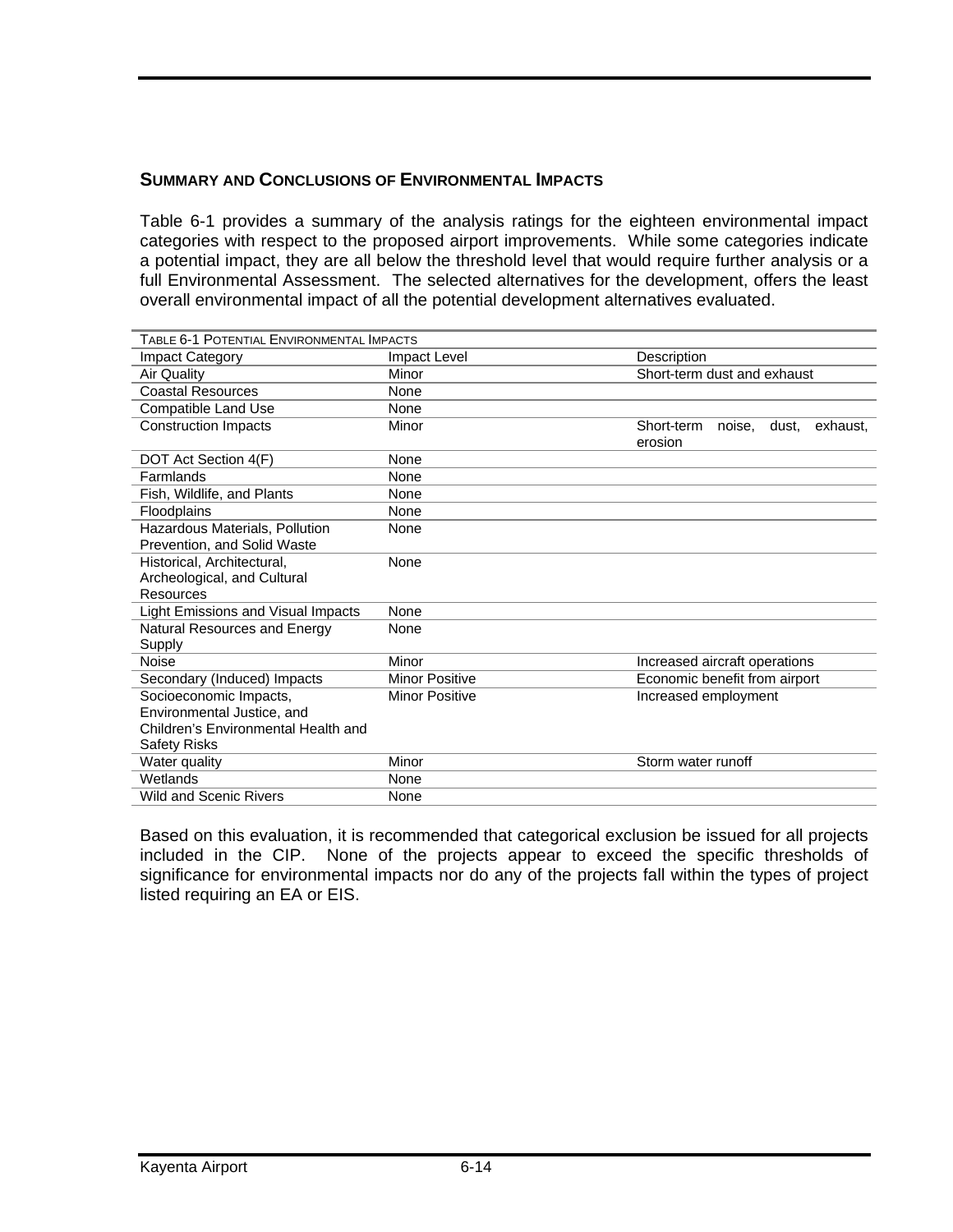### Summary and Conclusions of Environmental Impacts

Table 6-1 provides a summary of the analysis ratings for the eighteen environmental impact categories with respect to the proposed airport improvements. While some categories indicate a potential impact, they are all below the threshold level that would require further analysis or a full Environmental Assessment. The selected alternatives for the development, offers the least overall environmental impact of all the potential development alternatives evaluated.

Table 6-1 Potential Environmental Impacts

| Impact Category | Impact Level | Description |
|---|---|---|
| Air Quality | Minor | Short-term dust and exhaust |
| Coastal Resources | None | |
| Compatible Land Use | None | |
| Construction Impacts | Minor | Short-term noise, dust, exhaust, erosion |
| DOT Act Section 4(F) | None | |
| Farmlands | None | |
| Fish, Wildlife, and Plants | None | |
| Floodplains | None | |
| Hazardous Materials, Pollution Prevention, and Solid Waste | None | |
| Historical, Architectural, Archeological, and Cultural Resources | None | |
| Light Emissions and Visual Impacts | None | |
| Natural Resources and Energy Supply | None | |
| Noise | Minor | Increased aircraft operations |
| Secondary (Induced) Impacts | Minor Positive | Economic benefit from airport |
| Socioeconomic Impacts, Environmental Justice, and Children's Environmental Health and Safety Risks | Minor Positive | Increased employment |
| Water quality | Minor | Storm water runoff |
| Wetlands | None | |
| Wild and Scenic Rivers | None | |

Based on this evaluation, it is recommended that categorical exclusion be issued for all projects included in the CIP. None of the projects appear to exceed the specific thresholds of significance for environmental impacts nor do any of the projects fall within the types of project listed requiring an EA or EIS.